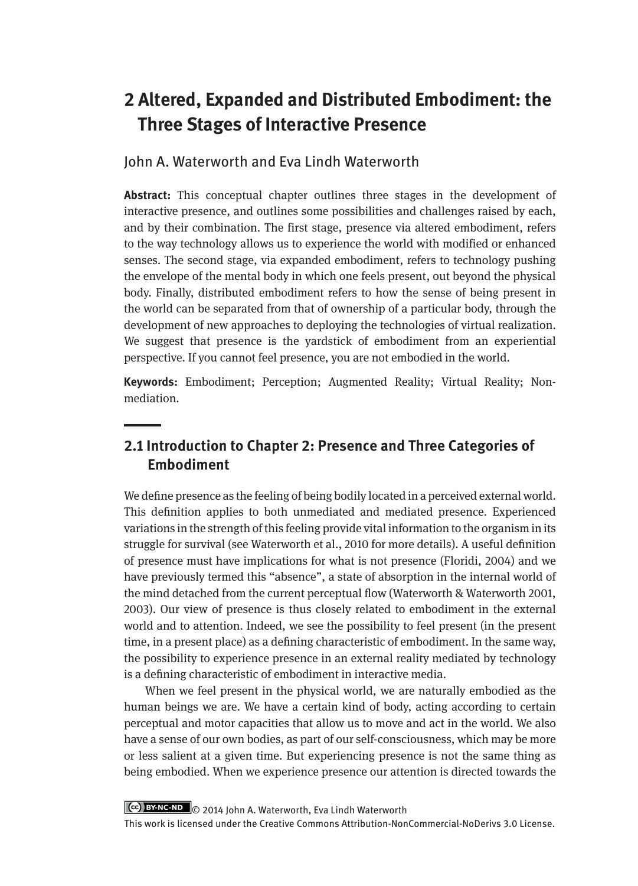# 2 Altered, Expanded and Distributed Embodiment: the Three Stages of Interactive Presence

John A. Waterworth and Eva Lindh Waterworth

**Abstract:** This conceptual chapter outlines three stages in the development of interactive presence, and outlines some possibilities and challenges raised by each, and by their combination. The first stage, presence via altered embodiment, refers to the way technology allows us to experience the world with modified or enhanced senses. The second stage, via expanded embodiment, refers to technology pushing the envelope of the mental body in which one feels present, out beyond the physical body. Finally, distributed embodiment refers to how the sense of being present in the world can be separated from that of ownership of a particular body, through the development of new approaches to deploying the technologies of virtual realization. We suggest that presence is the yardstick of embodiment from an experiential perspective. If you cannot feel presence, you are not embodied in the world.

**Keywords:** Embodiment; Perception; Augmented Reality; Virtual Reality; Non-mediation.

## 2.1 Introduction to Chapter 2: Presence and Three Categories of Embodiment

We define presence as the feeling of being bodily located in a perceived external world. This definition applies to both unmediated and mediated presence. Experienced variations in the strength of this feeling provide vital information to the organism in its struggle for survival (see Waterworth et al., 2010 for more details). A useful definition of presence must have implications for what is not presence (Floridi, 2004) and we have previously termed this "absence", a state of absorption in the internal world of the mind detached from the current perceptual flow (Waterworth & Waterworth 2001, 2003). Our view of presence is thus closely related to embodiment in the external world and to attention. Indeed, we see the possibility to feel present (in the present time, in a present place) as a defining characteristic of embodiment. In the same way, the possibility to experience presence in an external reality mediated by technology is a defining characteristic of embodiment in interactive media.

When we feel present in the physical world, we are naturally embodied as the human beings we are. We have a certain kind of body, acting according to certain perceptual and motor capacities that allow us to move and act in the world. We also have a sense of our own bodies, as part of our self-consciousness, which may be more or less salient at a given time. But experiencing presence is not the same thing as being embodied. When we experience presence our attention is directed towards the

© 2014 John A. Waterworth, Eva Lindh Waterworth
This work is licensed under the Creative Commons Attribution-NonCommercial-NoDerivs 3.0 License.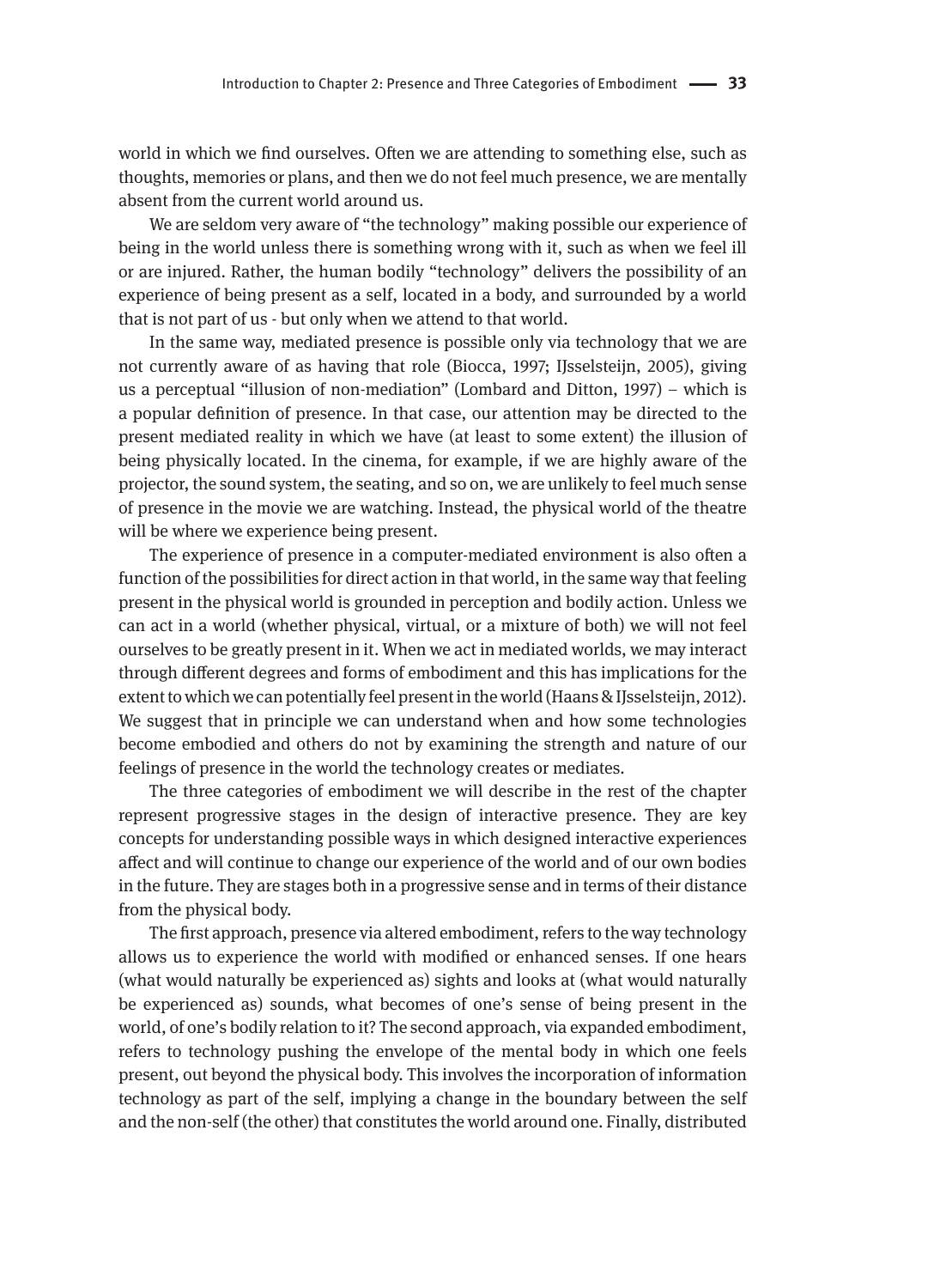world in which we find ourselves. Often we are attending to something else, such as thoughts, memories or plans, and then we do not feel much presence, we are mentally absent from the current world around us.

We are seldom very aware of "the technology" making possible our experience of being in the world unless there is something wrong with it, such as when we feel ill or are injured. Rather, the human bodily "technology" delivers the possibility of an experience of being present as a self, located in a body, and surrounded by a world that is not part of us - but only when we attend to that world.

In the same way, mediated presence is possible only via technology that we are not currently aware of as having that role (Biocca, 1997; IJsselsteijn, 2005), giving us a perceptual "illusion of non-mediation" (Lombard and Ditton, 1997) – which is a popular definition of presence. In that case, our attention may be directed to the present mediated reality in which we have (at least to some extent) the illusion of being physically located. In the cinema, for example, if we are highly aware of the projector, the sound system, the seating, and so on, we are unlikely to feel much sense of presence in the movie we are watching. Instead, the physical world of the theatre will be where we experience being present.

The experience of presence in a computer-mediated environment is also often a function of the possibilities for direct action in that world, in the same way that feeling present in the physical world is grounded in perception and bodily action. Unless we can act in a world (whether physical, virtual, or a mixture of both) we will not feel ourselves to be greatly present in it. When we act in mediated worlds, we may interact through different degrees and forms of embodiment and this has implications for the extent to which we can potentially feel present in the world (Haans & IJsselsteijn, 2012). We suggest that in principle we can understand when and how some technologies become embodied and others do not by examining the strength and nature of our feelings of presence in the world the technology creates or mediates.

The three categories of embodiment we will describe in the rest of the chapter represent progressive stages in the design of interactive presence. They are key concepts for understanding possible ways in which designed interactive experiences affect and will continue to change our experience of the world and of our own bodies in the future. They are stages both in a progressive sense and in terms of their distance from the physical body.

The first approach, presence via altered embodiment, refers to the way technology allows us to experience the world with modified or enhanced senses. If one hears (what would naturally be experienced as) sights and looks at (what would naturally be experienced as) sounds, what becomes of one's sense of being present in the world, of one's bodily relation to it? The second approach, via expanded embodiment, refers to technology pushing the envelope of the mental body in which one feels present, out beyond the physical body. This involves the incorporation of information technology as part of the self, implying a change in the boundary between the self and the non-self (the other) that constitutes the world around one. Finally, distributed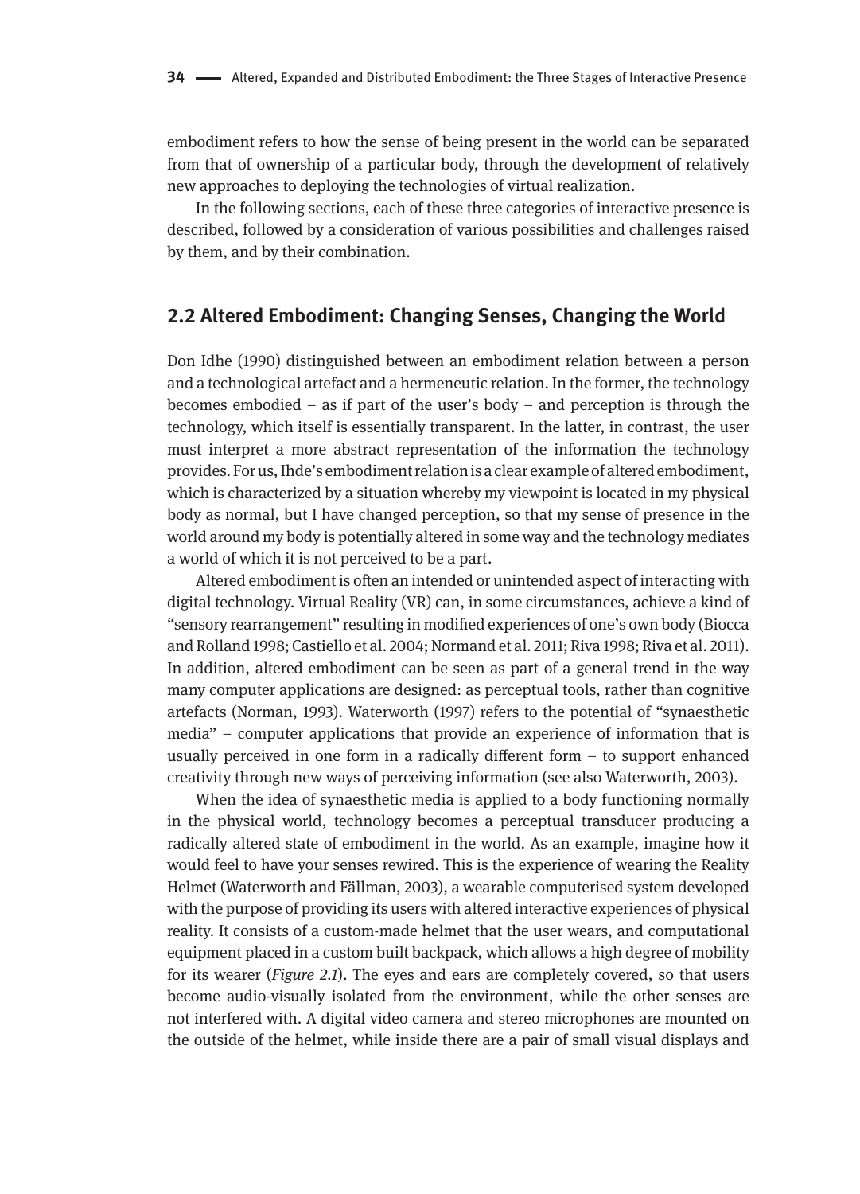embodiment refers to how the sense of being present in the world can be separated from that of ownership of a particular body, through the development of relatively new approaches to deploying the technologies of virtual realization.

In the following sections, each of these three categories of interactive presence is described, followed by a consideration of various possibilities and challenges raised by them, and by their combination.

## 2.2 Altered Embodiment: Changing Senses, Changing the World

Don Idhe (1990) distinguished between an embodiment relation between a person and a technological artefact and a hermeneutic relation. In the former, the technology becomes embodied – as if part of the user's body – and perception is through the technology, which itself is essentially transparent. In the latter, in contrast, the user must interpret a more abstract representation of the information the technology provides. For us, Ihde's embodiment relation is a clear example of altered embodiment, which is characterized by a situation whereby my viewpoint is located in my physical body as normal, but I have changed perception, so that my sense of presence in the world around my body is potentially altered in some way and the technology mediates a world of which it is not perceived to be a part.

Altered embodiment is often an intended or unintended aspect of interacting with digital technology. Virtual Reality (VR) can, in some circumstances, achieve a kind of "sensory rearrangement" resulting in modified experiences of one's own body (Biocca and Rolland 1998; Castiello et al. 2004; Normand et al. 2011; Riva 1998; Riva et al. 2011). In addition, altered embodiment can be seen as part of a general trend in the way many computer applications are designed: as perceptual tools, rather than cognitive artefacts (Norman, 1993). Waterworth (1997) refers to the potential of "synaesthetic media" – computer applications that provide an experience of information that is usually perceived in one form in a radically different form – to support enhanced creativity through new ways of perceiving information (see also Waterworth, 2003).

When the idea of synaesthetic media is applied to a body functioning normally in the physical world, technology becomes a perceptual transducer producing a radically altered state of embodiment in the world. As an example, imagine how it would feel to have your senses rewired. This is the experience of wearing the Reality Helmet (Waterworth and Fällman, 2003), a wearable computerised system developed with the purpose of providing its users with altered interactive experiences of physical reality. It consists of a custom-made helmet that the user wears, and computational equipment placed in a custom built backpack, which allows a high degree of mobility for its wearer (*Figure 2.1*). The eyes and ears are completely covered, so that users become audio-visually isolated from the environment, while the other senses are not interfered with. A digital video camera and stereo microphones are mounted on the outside of the helmet, while inside there are a pair of small visual displays and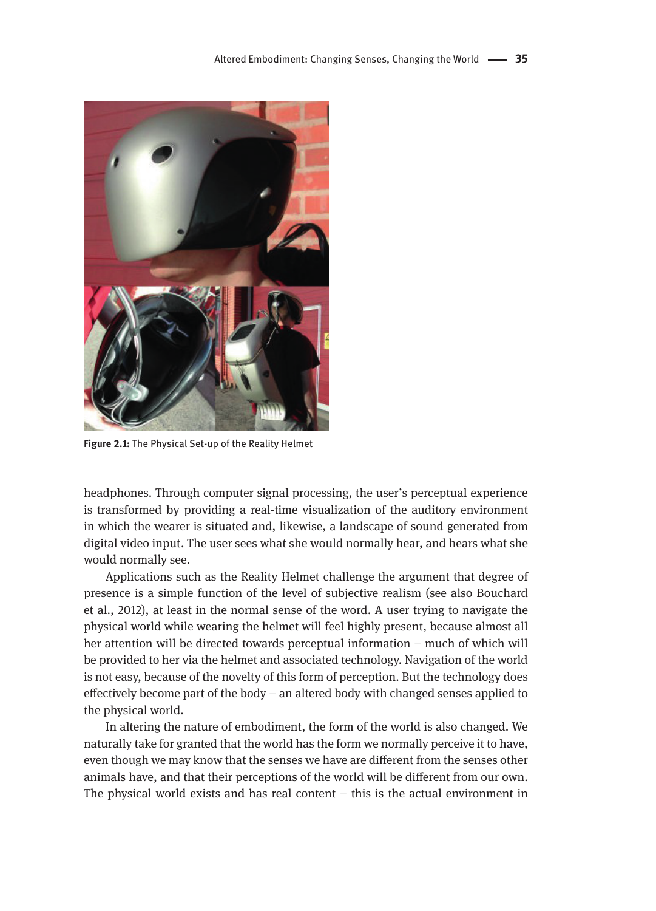Figure 2.1: The Physical Set-up of the Reality Helmet

headphones. Through computer signal processing, the user's perceptual experience is transformed by providing a real-time visualization of the auditory environment in which the wearer is situated and, likewise, a landscape of sound generated from digital video input. The user sees what she would normally hear, and hears what she would normally see.

Applications such as the Reality Helmet challenge the argument that degree of presence is a simple function of the level of subjective realism (see also Bouchard et al., 2012), at least in the normal sense of the word. A user trying to navigate the physical world while wearing the helmet will feel highly present, because almost all her attention will be directed towards perceptual information – much of which will be provided to her via the helmet and associated technology. Navigation of the world is not easy, because of the novelty of this form of perception. But the technology does effectively become part of the body – an altered body with changed senses applied to the physical world.

In altering the nature of embodiment, the form of the world is also changed. We naturally take for granted that the world has the form we normally perceive it to have, even though we may know that the senses we have are different from the senses other animals have, and that their perceptions of the world will be different from our own. The physical world exists and has real content – this is the actual environment in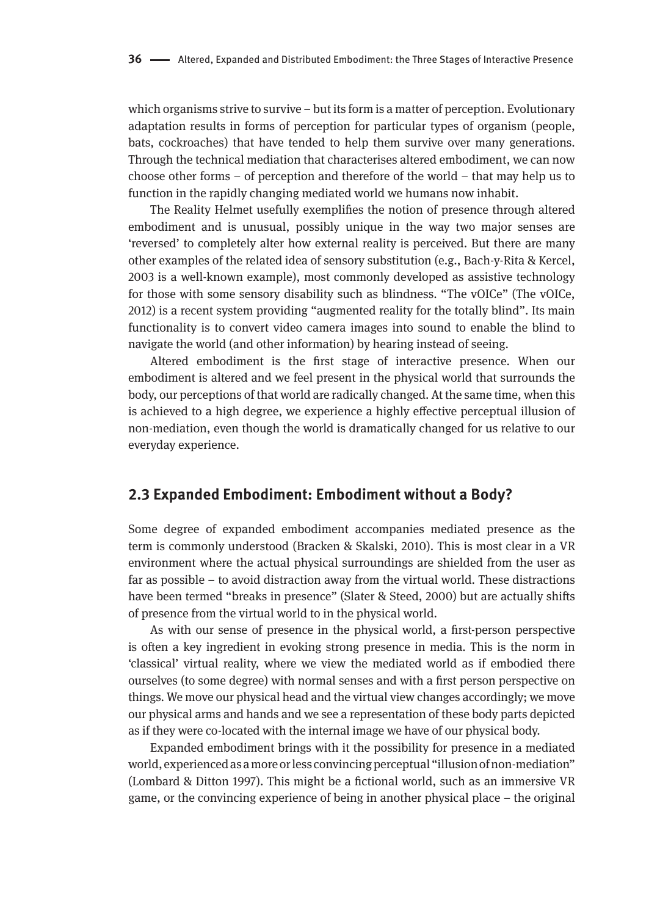which organisms strive to survive – but its form is a matter of perception. Evolutionary adaptation results in forms of perception for particular types of organism (people, bats, cockroaches) that have tended to help them survive over many generations. Through the technical mediation that characterises altered embodiment, we can now choose other forms – of perception and therefore of the world – that may help us to function in the rapidly changing mediated world we humans now inhabit.

The Reality Helmet usefully exemplifies the notion of presence through altered embodiment and is unusual, possibly unique in the way two major senses are 'reversed' to completely alter how external reality is perceived. But there are many other examples of the related idea of sensory substitution (e.g., Bach-y-Rita & Kercel, 2003 is a well-known example), most commonly developed as assistive technology for those with some sensory disability such as blindness. "The vOICe" (The vOICe, 2012) is a recent system providing "augmented reality for the totally blind". Its main functionality is to convert video camera images into sound to enable the blind to navigate the world (and other information) by hearing instead of seeing.

Altered embodiment is the first stage of interactive presence. When our embodiment is altered and we feel present in the physical world that surrounds the body, our perceptions of that world are radically changed. At the same time, when this is achieved to a high degree, we experience a highly effective perceptual illusion of non-mediation, even though the world is dramatically changed for us relative to our everyday experience.

## 2.3 Expanded Embodiment: Embodiment without a Body?

Some degree of expanded embodiment accompanies mediated presence as the term is commonly understood (Bracken & Skalski, 2010). This is most clear in a VR environment where the actual physical surroundings are shielded from the user as far as possible – to avoid distraction away from the virtual world. These distractions have been termed "breaks in presence" (Slater & Steed, 2000) but are actually shifts of presence from the virtual world to in the physical world.

As with our sense of presence in the physical world, a first-person perspective is often a key ingredient in evoking strong presence in media. This is the norm in 'classical' virtual reality, where we view the mediated world as if embodied there ourselves (to some degree) with normal senses and with a first person perspective on things. We move our physical head and the virtual view changes accordingly; we move our physical arms and hands and we see a representation of these body parts depicted as if they were co-located with the internal image we have of our physical body.

Expanded embodiment brings with it the possibility for presence in a mediated world, experienced as a more or less convincing perceptual "illusion of non-mediation" (Lombard & Ditton 1997). This might be a fictional world, such as an immersive VR game, or the convincing experience of being in another physical place – the original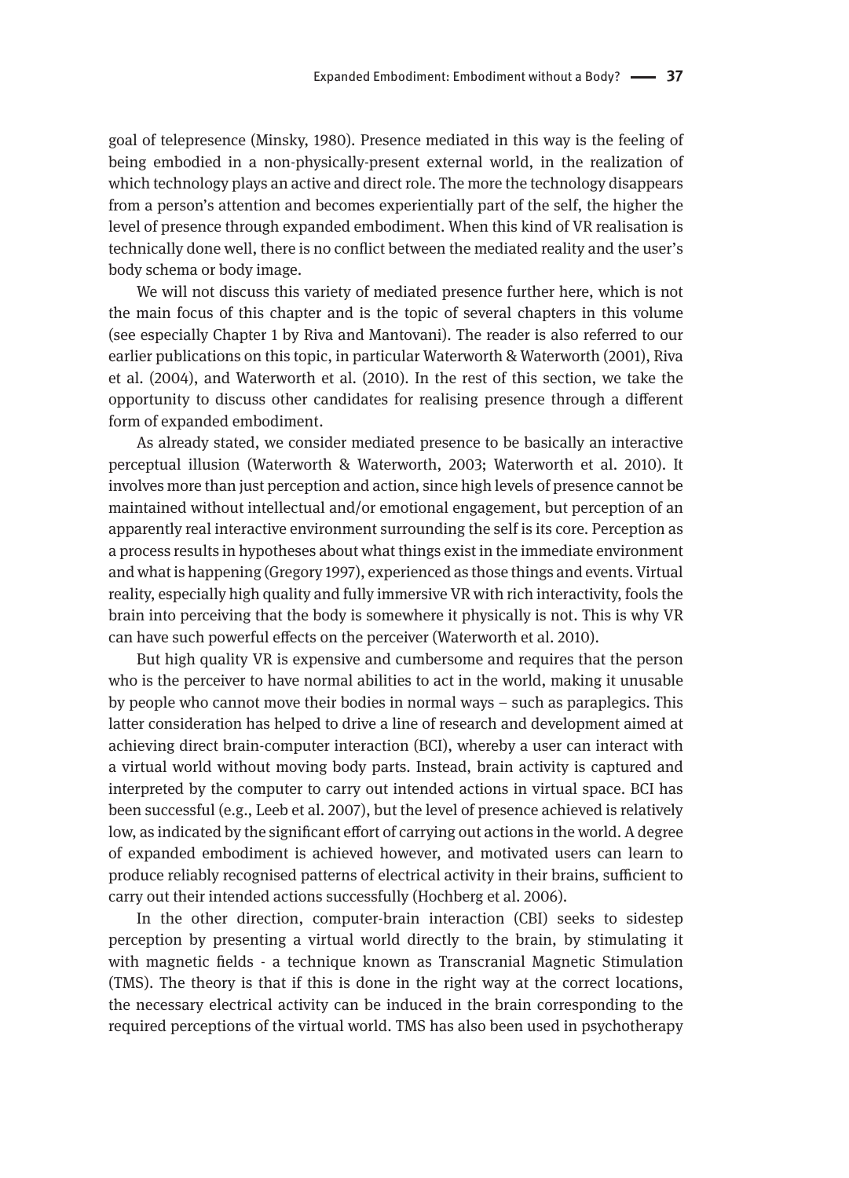goal of telepresence (Minsky, 1980). Presence mediated in this way is the feeling of being embodied in a non-physically-present external world, in the realization of which technology plays an active and direct role. The more the technology disappears from a person's attention and becomes experientially part of the self, the higher the level of presence through expanded embodiment. When this kind of VR realisation is technically done well, there is no conflict between the mediated reality and the user's body schema or body image.

We will not discuss this variety of mediated presence further here, which is not the main focus of this chapter and is the topic of several chapters in this volume (see especially Chapter 1 by Riva and Mantovani). The reader is also referred to our earlier publications on this topic, in particular Waterworth & Waterworth (2001), Riva et al. (2004), and Waterworth et al. (2010). In the rest of this section, we take the opportunity to discuss other candidates for realising presence through a different form of expanded embodiment.

As already stated, we consider mediated presence to be basically an interactive perceptual illusion (Waterworth & Waterworth, 2003; Waterworth et al. 2010). It involves more than just perception and action, since high levels of presence cannot be maintained without intellectual and/or emotional engagement, but perception of an apparently real interactive environment surrounding the self is its core. Perception as a process results in hypotheses about what things exist in the immediate environment and what is happening (Gregory 1997), experienced as those things and events. Virtual reality, especially high quality and fully immersive VR with rich interactivity, fools the brain into perceiving that the body is somewhere it physically is not. This is why VR can have such powerful effects on the perceiver (Waterworth et al. 2010).

But high quality VR is expensive and cumbersome and requires that the person who is the perceiver to have normal abilities to act in the world, making it unusable by people who cannot move their bodies in normal ways – such as paraplegics. This latter consideration has helped to drive a line of research and development aimed at achieving direct brain-computer interaction (BCI), whereby a user can interact with a virtual world without moving body parts. Instead, brain activity is captured and interpreted by the computer to carry out intended actions in virtual space. BCI has been successful (e.g., Leeb et al. 2007), but the level of presence achieved is relatively low, as indicated by the significant effort of carrying out actions in the world. A degree of expanded embodiment is achieved however, and motivated users can learn to produce reliably recognised patterns of electrical activity in their brains, sufficient to carry out their intended actions successfully (Hochberg et al. 2006).

In the other direction, computer-brain interaction (CBI) seeks to sidestep perception by presenting a virtual world directly to the brain, by stimulating it with magnetic fields - a technique known as Transcranial Magnetic Stimulation (TMS). The theory is that if this is done in the right way at the correct locations, the necessary electrical activity can be induced in the brain corresponding to the required perceptions of the virtual world. TMS has also been used in psychotherapy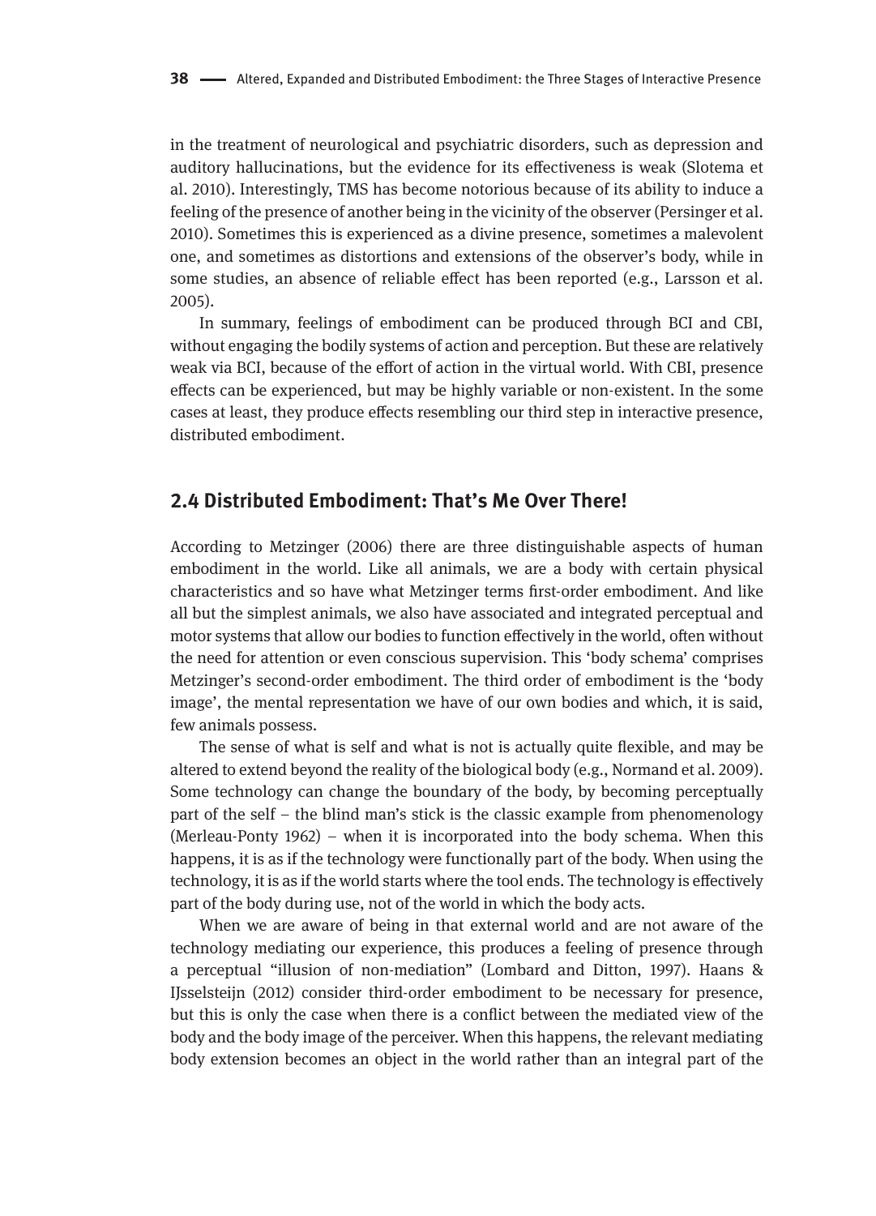in the treatment of neurological and psychiatric disorders, such as depression and auditory hallucinations, but the evidence for its effectiveness is weak (Slotema et al. 2010). Interestingly, TMS has become notorious because of its ability to induce a feeling of the presence of another being in the vicinity of the observer (Persinger et al. 2010). Sometimes this is experienced as a divine presence, sometimes a malevolent one, and sometimes as distortions and extensions of the observer's body, while in some studies, an absence of reliable effect has been reported (e.g., Larsson et al. 2005).

In summary, feelings of embodiment can be produced through BCI and CBI, without engaging the bodily systems of action and perception. But these are relatively weak via BCI, because of the effort of action in the virtual world. With CBI, presence effects can be experienced, but may be highly variable or non-existent. In the some cases at least, they produce effects resembling our third step in interactive presence, distributed embodiment.

## 2.4 Distributed Embodiment: That's Me Over There!

According to Metzinger (2006) there are three distinguishable aspects of human embodiment in the world. Like all animals, we are a body with certain physical characteristics and so have what Metzinger terms first-order embodiment. And like all but the simplest animals, we also have associated and integrated perceptual and motor systems that allow our bodies to function effectively in the world, often without the need for attention or even conscious supervision. This 'body schema' comprises Metzinger's second-order embodiment. The third order of embodiment is the 'body image', the mental representation we have of our own bodies and which, it is said, few animals possess.

The sense of what is self and what is not is actually quite flexible, and may be altered to extend beyond the reality of the biological body (e.g., Normand et al. 2009). Some technology can change the boundary of the body, by becoming perceptually part of the self – the blind man's stick is the classic example from phenomenology (Merleau-Ponty 1962) – when it is incorporated into the body schema. When this happens, it is as if the technology were functionally part of the body. When using the technology, it is as if the world starts where the tool ends. The technology is effectively part of the body during use, not of the world in which the body acts.

When we are aware of being in that external world and are not aware of the technology mediating our experience, this produces a feeling of presence through a perceptual "illusion of non-mediation" (Lombard and Ditton, 1997). Haans & IJsselsteijn (2012) consider third-order embodiment to be necessary for presence, but this is only the case when there is a conflict between the mediated view of the body and the body image of the perceiver. When this happens, the relevant mediating body extension becomes an object in the world rather than an integral part of the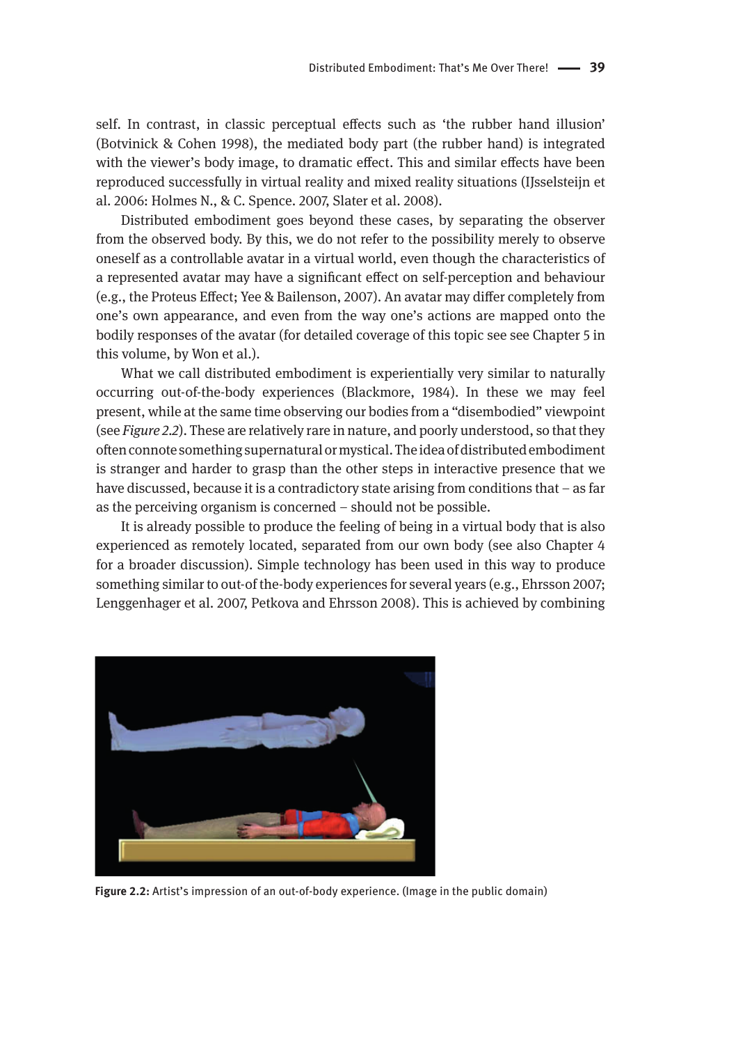self. In contrast, in classic perceptual effects such as 'the rubber hand illusion' (Botvinick & Cohen 1998), the mediated body part (the rubber hand) is integrated with the viewer's body image, to dramatic effect. This and similar effects have been reproduced successfully in virtual reality and mixed reality situations (IJsselsteijn et al. 2006: Holmes N., & C. Spence. 2007, Slater et al. 2008).

Distributed embodiment goes beyond these cases, by separating the observer from the observed body. By this, we do not refer to the possibility merely to observe oneself as a controllable avatar in a virtual world, even though the characteristics of a represented avatar may have a significant effect on self-perception and behaviour (e.g., the Proteus Effect; Yee & Bailenson, 2007). An avatar may differ completely from one's own appearance, and even from the way one's actions are mapped onto the bodily responses of the avatar (for detailed coverage of this topic see see Chapter 5 in this volume, by Won et al.).

What we call distributed embodiment is experientially very similar to naturally occurring out-of-the-body experiences (Blackmore, 1984). In these we may feel present, while at the same time observing our bodies from a "disembodied" viewpoint (see *Figure 2.2*). These are relatively rare in nature, and poorly understood, so that they often connote something supernatural or mystical. The idea of distributed embodiment is stranger and harder to grasp than the other steps in interactive presence that we have discussed, because it is a contradictory state arising from conditions that – as far as the perceiving organism is concerned – should not be possible.

It is already possible to produce the feeling of being in a virtual body that is also experienced as remotely located, separated from our own body (see also Chapter 4 for a broader discussion). Simple technology has been used in this way to produce something similar to out-of the-body experiences for several years (e.g., Ehrsson 2007; Lenggenhager et al. 2007, Petkova and Ehrsson 2008). This is achieved by combining

**Figure 2.2:** Artist's impression of an out-of-body experience. (Image in the public domain)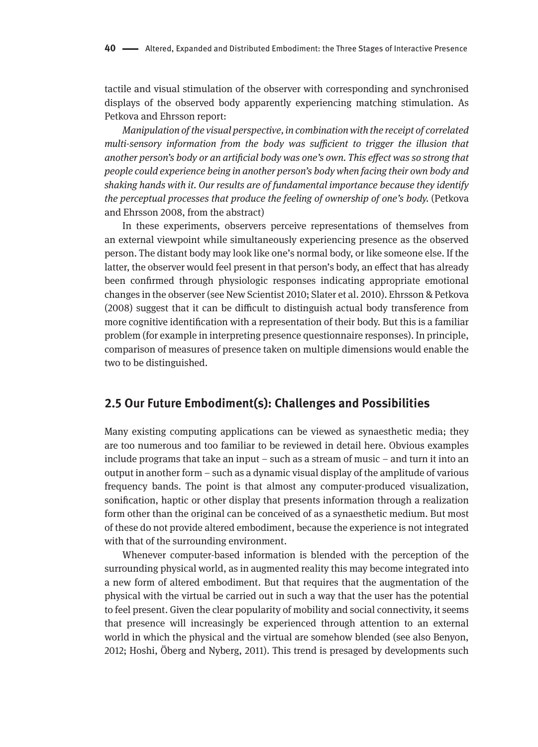tactile and visual stimulation of the observer with corresponding and synchronised displays of the observed body apparently experiencing matching stimulation. As Petkova and Ehrsson report:

*Manipulation of the visual perspective, in combination with the receipt of correlated multi-sensory information from the body was sufficient to trigger the illusion that another person's body or an artificial body was one's own. This effect was so strong that people could experience being in another person's body when facing their own body and shaking hands with it. Our results are of fundamental importance because they identify the perceptual processes that produce the feeling of ownership of one's body.* (Petkova and Ehrsson 2008, from the abstract)

In these experiments, observers perceive representations of themselves from an external viewpoint while simultaneously experiencing presence as the observed person. The distant body may look like one's normal body, or like someone else. If the latter, the observer would feel present in that person's body, an effect that has already been confirmed through physiologic responses indicating appropriate emotional changes in the observer (see New Scientist 2010; Slater et al. 2010). Ehrsson & Petkova (2008) suggest that it can be difficult to distinguish actual body transference from more cognitive identification with a representation of their body. But this is a familiar problem (for example in interpreting presence questionnaire responses). In principle, comparison of measures of presence taken on multiple dimensions would enable the two to be distinguished.

## 2.5 Our Future Embodiment(s): Challenges and Possibilities

Many existing computing applications can be viewed as synaesthetic media; they are too numerous and too familiar to be reviewed in detail here. Obvious examples include programs that take an input – such as a stream of music – and turn it into an output in another form – such as a dynamic visual display of the amplitude of various frequency bands. The point is that almost any computer-produced visualization, sonification, haptic or other display that presents information through a realization form other than the original can be conceived of as a synaesthetic medium. But most of these do not provide altered embodiment, because the experience is not integrated with that of the surrounding environment.

Whenever computer-based information is blended with the perception of the surrounding physical world, as in augmented reality this may become integrated into a new form of altered embodiment. But that requires that the augmentation of the physical with the virtual be carried out in such a way that the user has the potential to feel present. Given the clear popularity of mobility and social connectivity, it seems that presence will increasingly be experienced through attention to an external world in which the physical and the virtual are somehow blended (see also Benyon, 2012; Hoshi, Öberg and Nyberg, 2011). This trend is presaged by developments such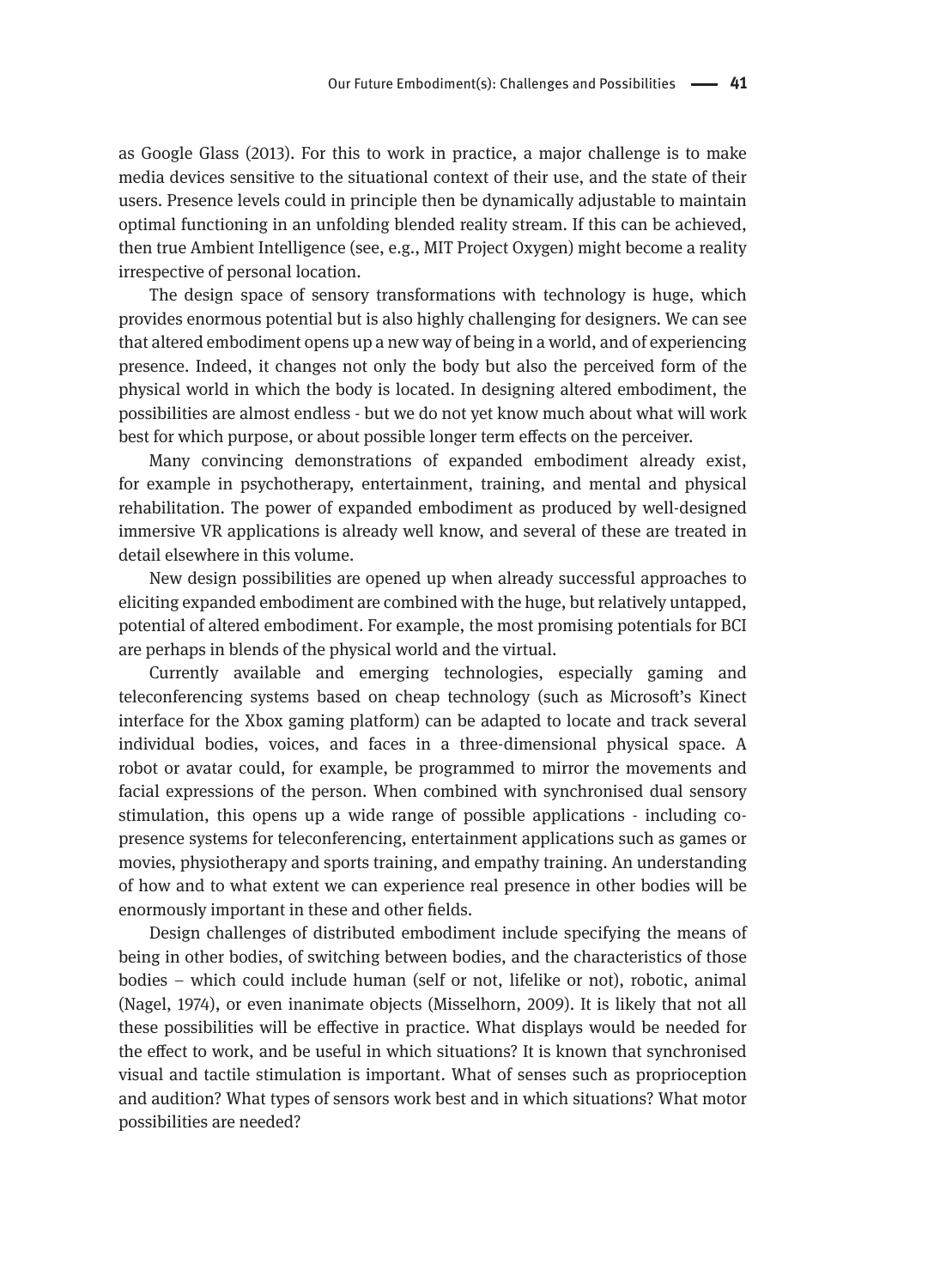as Google Glass (2013). For this to work in practice, a major challenge is to make media devices sensitive to the situational context of their use, and the state of their users. Presence levels could in principle then be dynamically adjustable to maintain optimal functioning in an unfolding blended reality stream. If this can be achieved, then true Ambient Intelligence (see, e.g., MIT Project Oxygen) might become a reality irrespective of personal location.

The design space of sensory transformations with technology is huge, which provides enormous potential but is also highly challenging for designers. We can see that altered embodiment opens up a new way of being in a world, and of experiencing presence. Indeed, it changes not only the body but also the perceived form of the physical world in which the body is located. In designing altered embodiment, the possibilities are almost endless - but we do not yet know much about what will work best for which purpose, or about possible longer term effects on the perceiver.

Many convincing demonstrations of expanded embodiment already exist, for example in psychotherapy, entertainment, training, and mental and physical rehabilitation. The power of expanded embodiment as produced by well-designed immersive VR applications is already well know, and several of these are treated in detail elsewhere in this volume.

New design possibilities are opened up when already successful approaches to eliciting expanded embodiment are combined with the huge, but relatively untapped, potential of altered embodiment. For example, the most promising potentials for BCI are perhaps in blends of the physical world and the virtual.

Currently available and emerging technologies, especially gaming and teleconferencing systems based on cheap technology (such as Microsoft's Kinect interface for the Xbox gaming platform) can be adapted to locate and track several individual bodies, voices, and faces in a three-dimensional physical space. A robot or avatar could, for example, be programmed to mirror the movements and facial expressions of the person. When combined with synchronised dual sensory stimulation, this opens up a wide range of possible applications - including co-presence systems for teleconferencing, entertainment applications such as games or movies, physiotherapy and sports training, and empathy training. An understanding of how and to what extent we can experience real presence in other bodies will be enormously important in these and other fields.

Design challenges of distributed embodiment include specifying the means of being in other bodies, of switching between bodies, and the characteristics of those bodies – which could include human (self or not, lifelike or not), robotic, animal (Nagel, 1974), or even inanimate objects (Misselhorn, 2009). It is likely that not all these possibilities will be effective in practice. What displays would be needed for the effect to work, and be useful in which situations? It is known that synchronised visual and tactile stimulation is important. What of senses such as proprioception and audition? What types of sensors work best and in which situations? What motor possibilities are needed?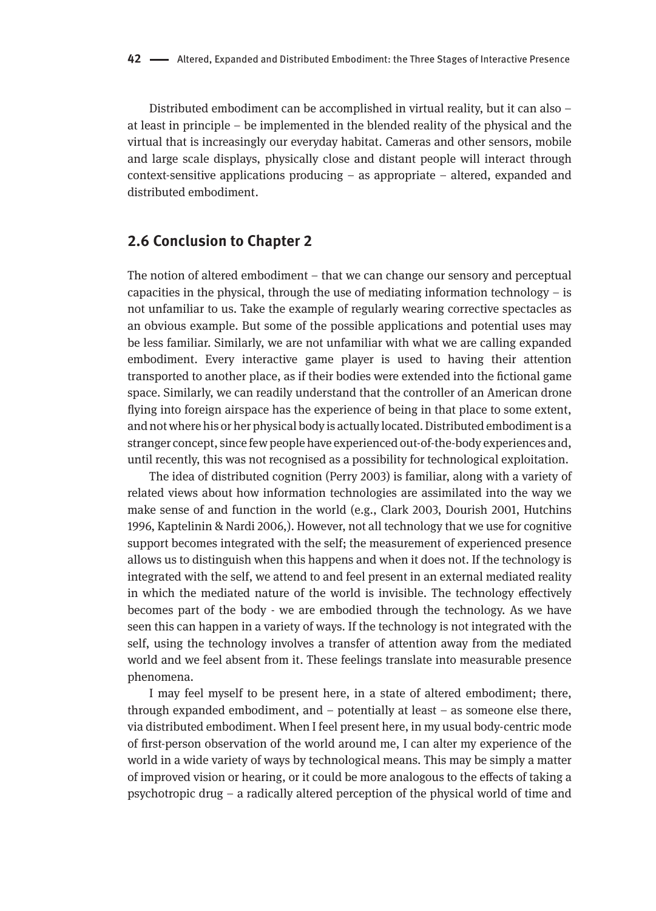Distributed embodiment can be accomplished in virtual reality, but it can also – at least in principle – be implemented in the blended reality of the physical and the virtual that is increasingly our everyday habitat. Cameras and other sensors, mobile and large scale displays, physically close and distant people will interact through context-sensitive applications producing – as appropriate – altered, expanded and distributed embodiment.

## 2.6 Conclusion to Chapter 2

The notion of altered embodiment – that we can change our sensory and perceptual capacities in the physical, through the use of mediating information technology – is not unfamiliar to us. Take the example of regularly wearing corrective spectacles as an obvious example. But some of the possible applications and potential uses may be less familiar. Similarly, we are not unfamiliar with what we are calling expanded embodiment. Every interactive game player is used to having their attention transported to another place, as if their bodies were extended into the fictional game space. Similarly, we can readily understand that the controller of an American drone flying into foreign airspace has the experience of being in that place to some extent, and not where his or her physical body is actually located. Distributed embodiment is a stranger concept, since few people have experienced out-of-the-body experiences and, until recently, this was not recognised as a possibility for technological exploitation.

The idea of distributed cognition (Perry 2003) is familiar, along with a variety of related views about how information technologies are assimilated into the way we make sense of and function in the world (e.g., Clark 2003, Dourish 2001, Hutchins 1996, Kaptelinin & Nardi 2006,). However, not all technology that we use for cognitive support becomes integrated with the self; the measurement of experienced presence allows us to distinguish when this happens and when it does not. If the technology is integrated with the self, we attend to and feel present in an external mediated reality in which the mediated nature of the world is invisible. The technology effectively becomes part of the body - we are embodied through the technology. As we have seen this can happen in a variety of ways. If the technology is not integrated with the self, using the technology involves a transfer of attention away from the mediated world and we feel absent from it. These feelings translate into measurable presence phenomena.

I may feel myself to be present here, in a state of altered embodiment; there, through expanded embodiment, and – potentially at least – as someone else there, via distributed embodiment. When I feel present here, in my usual body-centric mode of first-person observation of the world around me, I can alter my experience of the world in a wide variety of ways by technological means. This may be simply a matter of improved vision or hearing, or it could be more analogous to the effects of taking a psychotropic drug – a radically altered perception of the physical world of time and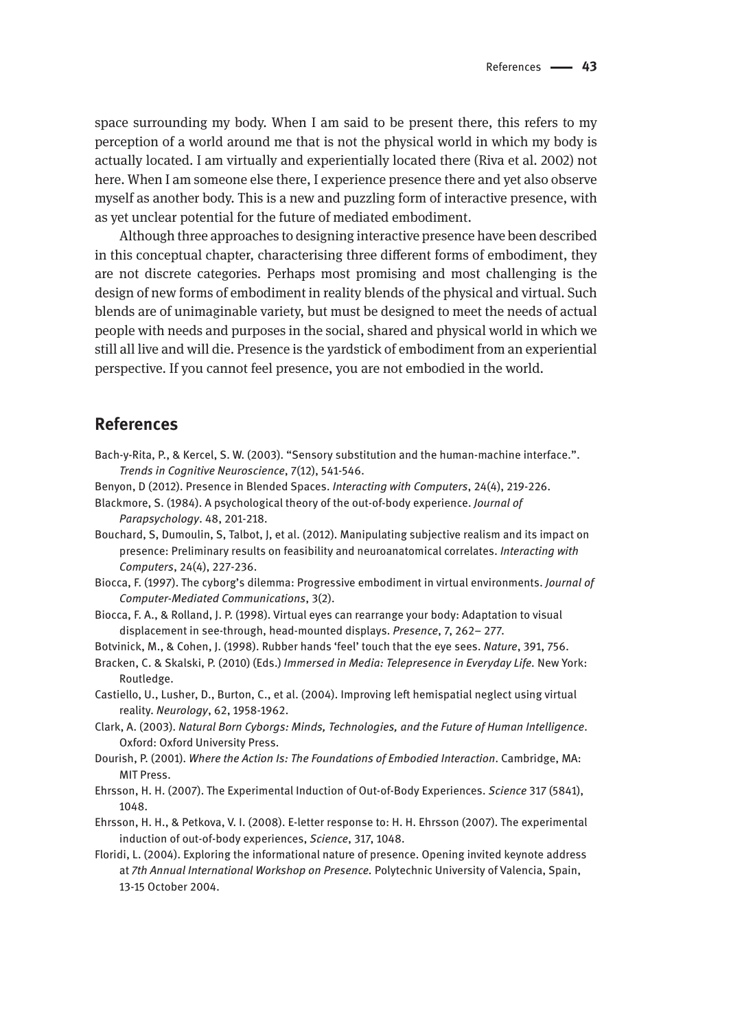space surrounding my body. When I am said to be present there, this refers to my perception of a world around me that is not the physical world in which my body is actually located. I am virtually and experientially located there (Riva et al. 2002) not here. When I am someone else there, I experience presence there and yet also observe myself as another body. This is a new and puzzling form of interactive presence, with as yet unclear potential for the future of mediated embodiment.

Although three approaches to designing interactive presence have been described in this conceptual chapter, characterising three different forms of embodiment, they are not discrete categories. Perhaps most promising and most challenging is the design of new forms of embodiment in reality blends of the physical and virtual. Such blends are of unimaginable variety, but must be designed to meet the needs of actual people with needs and purposes in the social, shared and physical world in which we still all live and will die. Presence is the yardstick of embodiment from an experiential perspective. If you cannot feel presence, you are not embodied in the world.

## References

Bach-y-Rita, P., & Kercel, S. W. (2003). "Sensory substitution and the human-machine interface.". *Trends in Cognitive Neuroscience*, 7(12), 541-546.

Benyon, D (2012). Presence in Blended Spaces. *Interacting with Computers*, 24(4), 219-226.

Blackmore, S. (1984). A psychological theory of the out-of-body experience. *Journal of Parapsychology*. 48, 201-218.

Bouchard, S, Dumoulin, S, Talbot, J, et al. (2012). Manipulating subjective realism and its impact on presence: Preliminary results on feasibility and neuroanatomical correlates. *Interacting with Computers*, 24(4), 227-236.

Biocca, F. (1997). The cyborg's dilemma: Progressive embodiment in virtual environments. *Journal of Computer-Mediated Communications*, 3(2).

Biocca, F. A., & Rolland, J. P. (1998). Virtual eyes can rearrange your body: Adaptation to visual displacement in see-through, head-mounted displays. *Presence*, 7, 262– 277.

Botvinick, M., & Cohen, J. (1998). Rubber hands 'feel' touch that the eye sees. *Nature*, 391, 756.

Bracken, C. & Skalski, P. (2010) (Eds.) *Immersed in Media: Telepresence in Everyday Life.* New York: Routledge.

Castiello, U., Lusher, D., Burton, C., et al. (2004). Improving left hemispatial neglect using virtual reality. *Neurology*, 62, 1958-1962.

Clark, A. (2003). *Natural Born Cyborgs: Minds, Technologies, and the Future of Human Intelligence*. Oxford: Oxford University Press.

Dourish, P. (2001). *Where the Action Is: The Foundations of Embodied Interaction*. Cambridge, MA: MIT Press.

Ehrsson, H. H. (2007). The Experimental Induction of Out-of-Body Experiences. *Science* 317 (5841), 1048.

Ehrsson, H. H., & Petkova, V. I. (2008). E-letter response to: H. H. Ehrsson (2007). The experimental induction of out-of-body experiences, *Science*, 317, 1048.

Floridi, L. (2004). Exploring the informational nature of presence. Opening invited keynote address at *7th Annual International Workshop on Presence.* Polytechnic University of Valencia, Spain, 13-15 October 2004.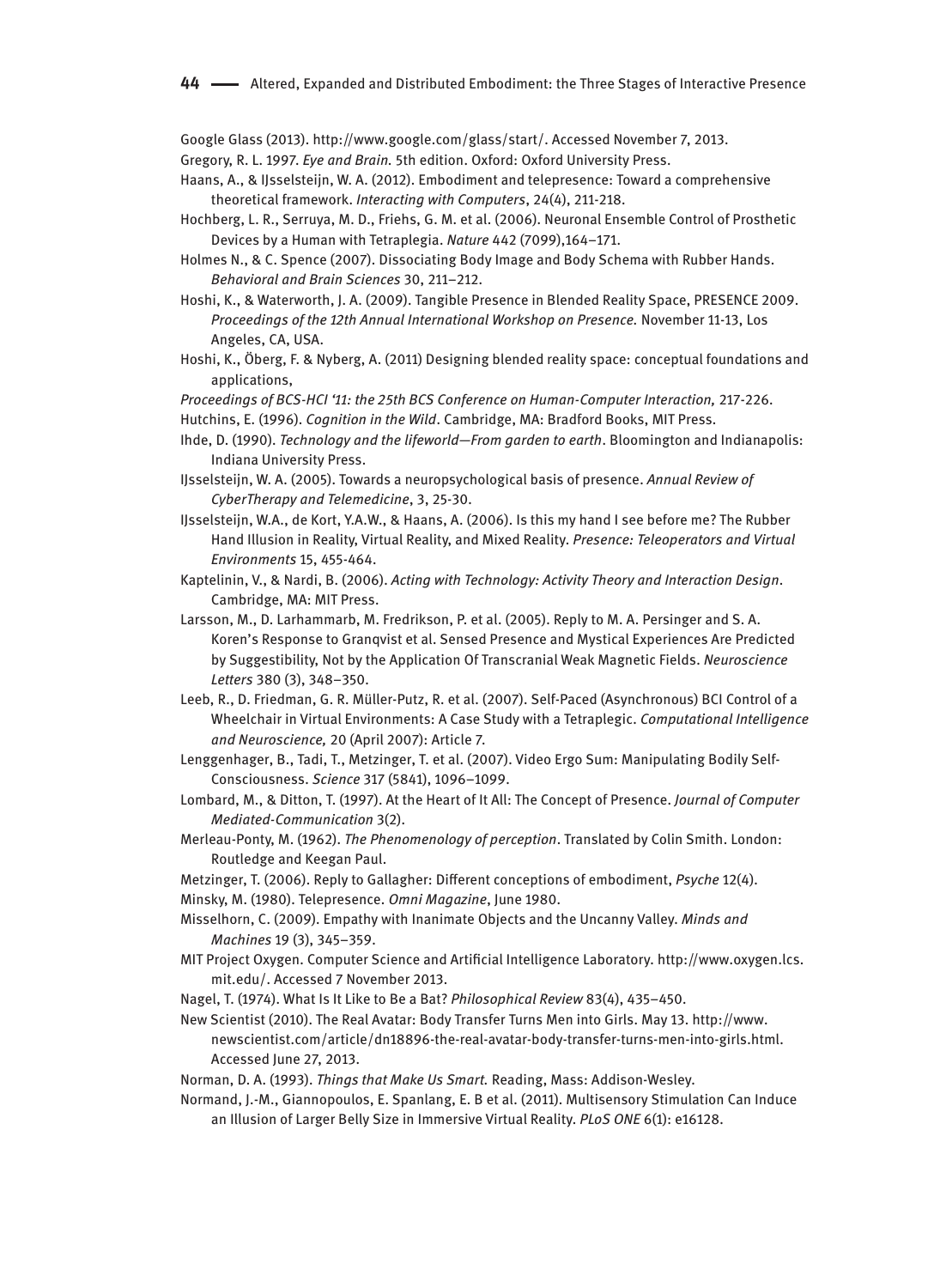Google Glass (2013). http://www.google.com/glass/start/. Accessed November 7, 2013.

Gregory, R. L. 1997. *Eye and Brain.* 5th edition. Oxford: Oxford University Press.

Haans, A., & IJsselsteijn, W. A. (2012). Embodiment and telepresence: Toward a comprehensive theoretical framework. *Interacting with Computers*, 24(4), 211-218.

Hochberg, L. R., Serruya, M. D., Friehs, G. M. et al. (2006). Neuronal Ensemble Control of Prosthetic Devices by a Human with Tetraplegia. *Nature* 442 (7099),164–171.

Holmes N., & C. Spence (2007). Dissociating Body Image and Body Schema with Rubber Hands. *Behavioral and Brain Sciences* 30, 211–212.

Hoshi, K., & Waterworth, J. A. (2009). Tangible Presence in Blended Reality Space, PRESENCE 2009. *Proceedings of the 12th Annual International Workshop on Presence.* November 11-13, Los Angeles, CA, USA.

Hoshi, K., Öberg, F. & Nyberg, A. (2011) Designing blended reality space: conceptual foundations and applications,

*Proceedings of BCS-HCI '11: the 25th BCS Conference on Human-Computer Interaction,* 217-226.

Hutchins, E. (1996). *Cognition in the Wild*. Cambridge, MA: Bradford Books, MIT Press.

Ihde, D. (1990). *Technology and the lifeworld—From garden to earth*. Bloomington and Indianapolis: Indiana University Press.

IJsselsteijn, W. A. (2005). Towards a neuropsychological basis of presence. *Annual Review of CyberTherapy and Telemedicine*, 3, 25-30.

IJsselsteijn, W.A., de Kort, Y.A.W., & Haans, A. (2006). Is this my hand I see before me? The Rubber Hand Illusion in Reality, Virtual Reality, and Mixed Reality. *Presence: Teleoperators and Virtual Environments* 15, 455-464.

Kaptelinin, V., & Nardi, B. (2006). *Acting with Technology: Activity Theory and Interaction Design*. Cambridge, MA: MIT Press.

Larsson, M., D. Larhammarb, M. Fredrikson, P. et al. (2005). Reply to M. A. Persinger and S. A. Koren's Response to Granqvist et al. Sensed Presence and Mystical Experiences Are Predicted by Suggestibility, Not by the Application Of Transcranial Weak Magnetic Fields. *Neuroscience Letters* 380 (3), 348–350.

Leeb, R., D. Friedman, G. R. Müller-Putz, R. et al. (2007). Self-Paced (Asynchronous) BCI Control of a Wheelchair in Virtual Environments: A Case Study with a Tetraplegic. *Computational Intelligence and Neuroscience,* 20 (April 2007): Article 7.

Lenggenhager, B., Tadi, T., Metzinger, T. et al. (2007). Video Ergo Sum: Manipulating Bodily Self-Consciousness. *Science* 317 (5841), 1096–1099.

Lombard, M., & Ditton, T. (1997). At the Heart of It All: The Concept of Presence. *Journal of Computer Mediated-Communication* 3(2).

Merleau-Ponty, M. (1962). *The Phenomenology of perception*. Translated by Colin Smith. London: Routledge and Keegan Paul.

Metzinger, T. (2006). Reply to Gallagher: Different conceptions of embodiment, *Psyche* 12(4).

Minsky, M. (1980). Telepresence. *Omni Magazine*, June 1980.

Misselhorn, C. (2009). Empathy with Inanimate Objects and the Uncanny Valley. *Minds and Machines* 19 (3), 345–359.

MIT Project Oxygen. Computer Science and Artificial Intelligence Laboratory. http://www.oxygen.lcs.mit.edu/. Accessed 7 November 2013.

Nagel, T. (1974). What Is It Like to Be a Bat? *Philosophical Review* 83(4), 435–450.

New Scientist (2010). The Real Avatar: Body Transfer Turns Men into Girls. May 13. http://www.newscientist.com/article/dn18896-the-real-avatar-body-transfer-turns-men-into-girls.html. Accessed June 27, 2013.

Norman, D. A. (1993). *Things that Make Us Smart.* Reading, Mass: Addison-Wesley.

Normand, J.-M., Giannopoulos, E. Spanlang, E. B et al. (2011). Multisensory Stimulation Can Induce an Illusion of Larger Belly Size in Immersive Virtual Reality. *PLoS ONE* 6(1): e16128.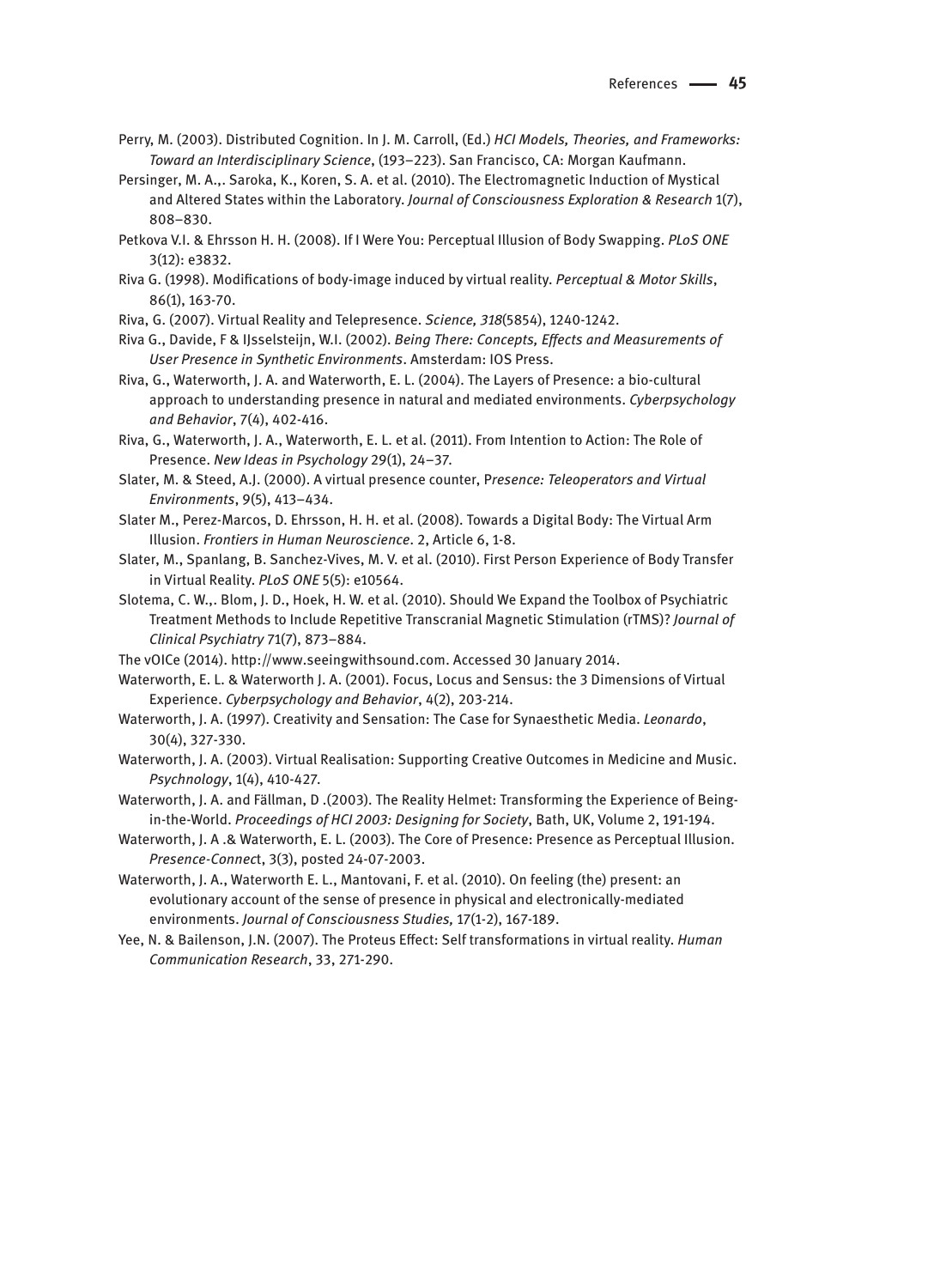Perry, M. (2003). Distributed Cognition. In J. M. Carroll, (Ed.) *HCI Models, Theories, and Frameworks: Toward an Interdisciplinary Science*, (193–223). San Francisco, CA: Morgan Kaufmann.

Persinger, M. A.,. Saroka, K., Koren, S. A. et al. (2010). The Electromagnetic Induction of Mystical and Altered States within the Laboratory. *Journal of Consciousness Exploration & Research* 1(7), 808–830.

Petkova V.I. & Ehrsson H. H. (2008). If I Were You: Perceptual Illusion of Body Swapping. *PLoS ONE* 3(12): e3832.

Riva G. (1998). Modifications of body-image induced by virtual reality. *Perceptual & Motor Skills*, 86(1), 163-70.

Riva, G. (2007). Virtual Reality and Telepresence. *Science, 318*(5854), 1240-1242.

Riva G., Davide, F & IJsselsteijn, W.I. (2002). *Being There: Concepts, Effects and Measurements of User Presence in Synthetic Environments*. Amsterdam: IOS Press.

Riva, G., Waterworth, J. A. and Waterworth, E. L. (2004). The Layers of Presence: a bio-cultural approach to understanding presence in natural and mediated environments. *Cyberpsychology and Behavior*, 7(4), 402-416.

Riva, G., Waterworth, J. A., Waterworth, E. L. et al. (2011). From Intention to Action: The Role of Presence. *New Ideas in Psychology* 29(1), 24–37.

Slater, M. & Steed, A.J. (2000). A virtual presence counter, P*resence: Teleoperators and Virtual Environments*, 9(5), 413–434.

Slater M., Perez-Marcos, D. Ehrsson, H. H. et al. (2008). Towards a Digital Body: The Virtual Arm Illusion. *Frontiers in Human Neuroscience*. 2, Article 6, 1-8.

Slater, M., Spanlang, B. Sanchez-Vives, M. V. et al. (2010). First Person Experience of Body Transfer in Virtual Reality. *PLoS ONE* 5(5): e10564.

Slotema, C. W.,. Blom, J. D., Hoek, H. W. et al. (2010). Should We Expand the Toolbox of Psychiatric Treatment Methods to Include Repetitive Transcranial Magnetic Stimulation (rTMS)? *Journal of Clinical Psychiatry* 71(7), 873–884.

The vOICe (2014). http://www.seeingwithsound.com. Accessed 30 January 2014.

Waterworth, E. L. & Waterworth J. A. (2001). Focus, Locus and Sensus: the 3 Dimensions of Virtual Experience. *Cyberpsychology and Behavior*, 4(2), 203-214.

Waterworth, J. A. (1997). Creativity and Sensation: The Case for Synaesthetic Media. *Leonardo*, 30(4), 327-330.

Waterworth, J. A. (2003). Virtual Realisation: Supporting Creative Outcomes in Medicine and Music. *Psychnology*, 1(4), 410-427.

Waterworth, J. A. and Fällman, D .(2003). The Reality Helmet: Transforming the Experience of Being-in-the-World. *Proceedings of HCI 2003: Designing for Society*, Bath, UK, Volume 2, 191-194.

Waterworth, J. A .& Waterworth, E. L. (2003). The Core of Presence: Presence as Perceptual Illusion. *Presence-Connec*t, 3(3), posted 24-07-2003.

Waterworth, J. A., Waterworth E. L., Mantovani, F. et al. (2010). On feeling (the) present: an evolutionary account of the sense of presence in physical and electronically-mediated environments. *Journal of Consciousness Studies,* 17(1-2), 167-189.

Yee, N. & Bailenson, J.N. (2007). The Proteus Effect: Self transformations in virtual reality. *Human Communication Research*, 33, 271-290.